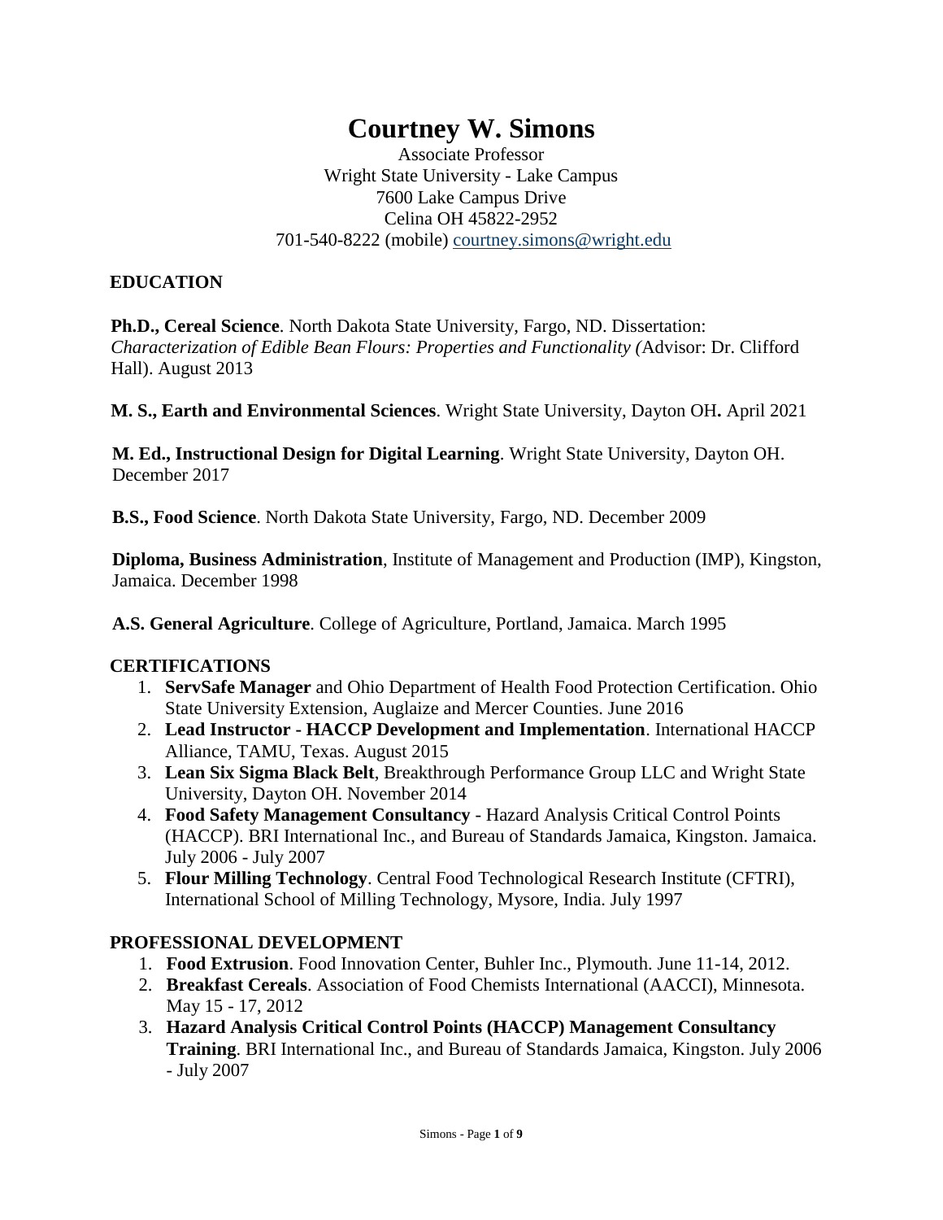# Courtney W. Simons

Associate Professor
Wright State University - Lake Campus
7600 Lake Campus Drive
Celina OH 45822-2952
701-540-8222 (mobile) courtney.simons@wright.edu

## EDUCATION

**Ph.D., Cereal Science**. North Dakota State University, Fargo, ND. Dissertation: *Characterization of Edible Bean Flours: Properties and Functionality (*Advisor: Dr. Clifford Hall). August 2013

**M. S., Earth and Environmental Sciences**. Wright State University, Dayton OH**.** April 2021

**M. Ed., Instructional Design for Digital Learning**. Wright State University, Dayton OH. December 2017

**B.S., Food Science**. North Dakota State University, Fargo, ND. December 2009

**Diploma, Business Administration**, Institute of Management and Production (IMP), Kingston, Jamaica. December 1998

**A.S. General Agriculture**. College of Agriculture, Portland, Jamaica. March 1995

## CERTIFICATIONS

1. **ServSafe Manager** and Ohio Department of Health Food Protection Certification. Ohio State University Extension, Auglaize and Mercer Counties. June 2016
2. **Lead Instructor - HACCP Development and Implementation**. International HACCP Alliance, TAMU, Texas. August 2015
3. **Lean Six Sigma Black Belt**, Breakthrough Performance Group LLC and Wright State University, Dayton OH. November 2014
4. **Food Safety Management Consultancy** - Hazard Analysis Critical Control Points (HACCP). BRI International Inc., and Bureau of Standards Jamaica, Kingston. Jamaica. July 2006 - July 2007
5. **Flour Milling Technology**. Central Food Technological Research Institute (CFTRI), International School of Milling Technology, Mysore, India. July 1997

## PROFESSIONAL DEVELOPMENT

1. **Food Extrusion**. Food Innovation Center, Buhler Inc., Plymouth. June 11-14, 2012.
2. **Breakfast Cereals**. Association of Food Chemists International (AACCI), Minnesota. May 15 - 17, 2012
3. **Hazard Analysis Critical Control Points (HACCP) Management Consultancy Training**. BRI International Inc., and Bureau of Standards Jamaica, Kingston. July 2006 - July 2007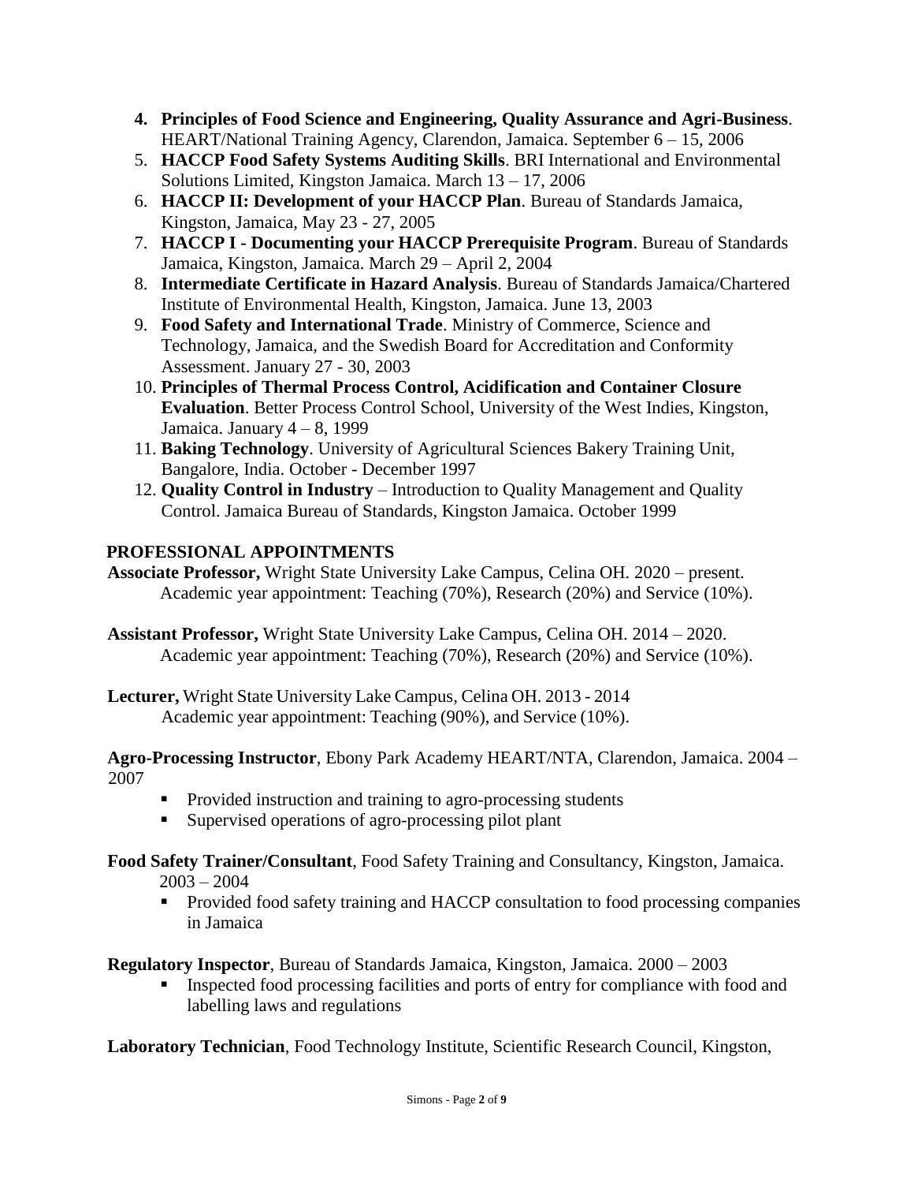4. **Principles of Food Science and Engineering, Quality Assurance and Agri-Business**. HEART/National Training Agency, Clarendon, Jamaica. September 6 – 15, 2006
5. **HACCP Food Safety Systems Auditing Skills**. BRI International and Environmental Solutions Limited, Kingston Jamaica. March 13 – 17, 2006
6. **HACCP II: Development of your HACCP Plan**. Bureau of Standards Jamaica, Kingston, Jamaica, May 23 - 27, 2005
7. **HACCP I - Documenting your HACCP Prerequisite Program**. Bureau of Standards Jamaica, Kingston, Jamaica. March 29 – April 2, 2004
8. **Intermediate Certificate in Hazard Analysis**. Bureau of Standards Jamaica/Chartered Institute of Environmental Health, Kingston, Jamaica. June 13, 2003
9. **Food Safety and International Trade**. Ministry of Commerce, Science and Technology, Jamaica, and the Swedish Board for Accreditation and Conformity Assessment. January 27 - 30, 2003
10. **Principles of Thermal Process Control, Acidification and Container Closure Evaluation**. Better Process Control School, University of the West Indies, Kingston, Jamaica. January 4 – 8, 1999
11. **Baking Technology**. University of Agricultural Sciences Bakery Training Unit, Bangalore, India. October - December 1997
12. **Quality Control in Industry** – Introduction to Quality Management and Quality Control. Jamaica Bureau of Standards, Kingston Jamaica. October 1999

## PROFESSIONAL APPOINTMENTS

**Associate Professor,** Wright State University Lake Campus, Celina OH. 2020 – present.
Academic year appointment: Teaching (70%), Research (20%) and Service (10%).

**Assistant Professor,** Wright State University Lake Campus, Celina OH. 2014 – 2020.
Academic year appointment: Teaching (70%), Research (20%) and Service (10%).

**Lecturer,** Wright State University Lake Campus, Celina OH. 2013 - 2014
Academic year appointment: Teaching (90%), and Service (10%).

**Agro-Processing Instructor**, Ebony Park Academy HEART/NTA, Clarendon, Jamaica. 2004 – 2007

- Provided instruction and training to agro-processing students
- Supervised operations of agro-processing pilot plant

**Food Safety Trainer/Consultant**, Food Safety Training and Consultancy, Kingston, Jamaica. 2003 – 2004

- Provided food safety training and HACCP consultation to food processing companies in Jamaica

**Regulatory Inspector**, Bureau of Standards Jamaica, Kingston, Jamaica. 2000 – 2003

- Inspected food processing facilities and ports of entry for compliance with food and labelling laws and regulations

**Laboratory Technician**, Food Technology Institute, Scientific Research Council, Kingston,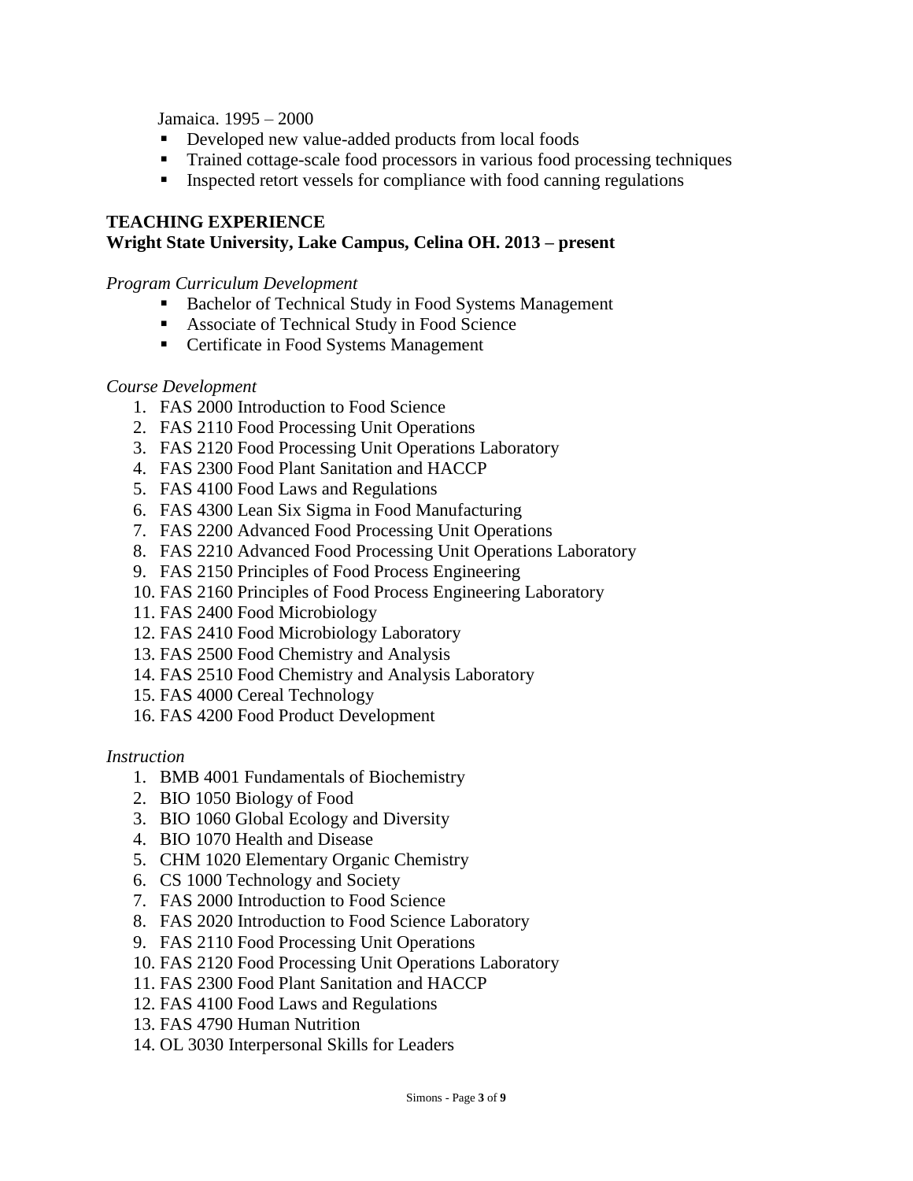Jamaica. 1995 – 2000

- Developed new value-added products from local foods
- Trained cottage-scale food processors in various food processing techniques
- Inspected retort vessels for compliance with food canning regulations

## TEACHING EXPERIENCE

**Wright State University, Lake Campus, Celina OH. 2013 – present**

*Program Curriculum Development*

- Bachelor of Technical Study in Food Systems Management
- Associate of Technical Study in Food Science
- Certificate in Food Systems Management

*Course Development*

1. FAS 2000 Introduction to Food Science
2. FAS 2110 Food Processing Unit Operations
3. FAS 2120 Food Processing Unit Operations Laboratory
4. FAS 2300 Food Plant Sanitation and HACCP
5. FAS 4100 Food Laws and Regulations
6. FAS 4300 Lean Six Sigma in Food Manufacturing
7. FAS 2200 Advanced Food Processing Unit Operations
8. FAS 2210 Advanced Food Processing Unit Operations Laboratory
9. FAS 2150 Principles of Food Process Engineering
10. FAS 2160 Principles of Food Process Engineering Laboratory
11. FAS 2400 Food Microbiology
12. FAS 2410 Food Microbiology Laboratory
13. FAS 2500 Food Chemistry and Analysis
14. FAS 2510 Food Chemistry and Analysis Laboratory
15. FAS 4000 Cereal Technology
16. FAS 4200 Food Product Development

*Instruction*

1. BMB 4001 Fundamentals of Biochemistry
2. BIO 1050 Biology of Food
3. BIO 1060 Global Ecology and Diversity
4. BIO 1070 Health and Disease
5. CHM 1020 Elementary Organic Chemistry
6. CS 1000 Technology and Society
7. FAS 2000 Introduction to Food Science
8. FAS 2020 Introduction to Food Science Laboratory
9. FAS 2110 Food Processing Unit Operations
10. FAS 2120 Food Processing Unit Operations Laboratory
11. FAS 2300 Food Plant Sanitation and HACCP
12. FAS 4100 Food Laws and Regulations
13. FAS 4790 Human Nutrition
14. OL 3030 Interpersonal Skills for Leaders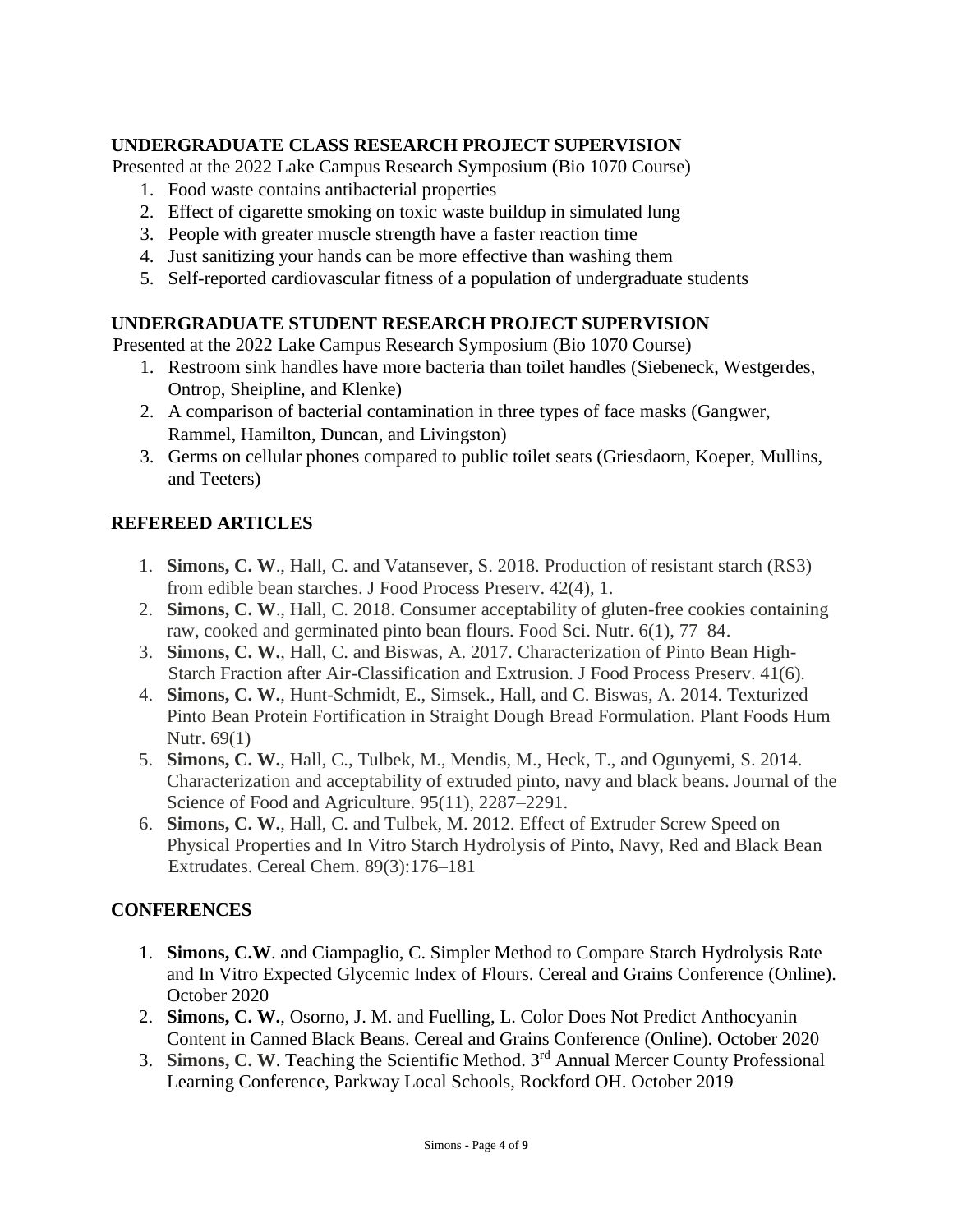## UNDERGRADUATE CLASS RESEARCH PROJECT SUPERVISION

Presented at the 2022 Lake Campus Research Symposium (Bio 1070 Course)

1. Food waste contains antibacterial properties
2. Effect of cigarette smoking on toxic waste buildup in simulated lung
3. People with greater muscle strength have a faster reaction time
4. Just sanitizing your hands can be more effective than washing them
5. Self-reported cardiovascular fitness of a population of undergraduate students

## UNDERGRADUATE STUDENT RESEARCH PROJECT SUPERVISION

Presented at the 2022 Lake Campus Research Symposium (Bio 1070 Course)

1. Restroom sink handles have more bacteria than toilet handles (Siebeneck, Westgerdes, Ontrop, Sheipline, and Klenke)
2. A comparison of bacterial contamination in three types of face masks (Gangwer, Rammel, Hamilton, Duncan, and Livingston)
3. Germs on cellular phones compared to public toilet seats (Griesdaorn, Koeper, Mullins, and Teeters)

## REFEREED ARTICLES

1. **Simons, C. W**., Hall, C. and Vatansever, S. 2018. Production of resistant starch (RS3) from edible bean starches. J Food Process Preserv. 42(4), 1.
2. **Simons, C. W**., Hall, C. 2018. Consumer acceptability of gluten-free cookies containing raw, cooked and germinated pinto bean flours. Food Sci. Nutr. 6(1), 77–84.
3. **Simons, C. W.**, Hall, C. and Biswas, A. 2017. Characterization of Pinto Bean High-Starch Fraction after Air-Classification and Extrusion. J Food Process Preserv. 41(6).
4. **Simons, C. W.**, Hunt-Schmidt, E., Simsek., Hall, and C. Biswas, A. 2014. Texturized Pinto Bean Protein Fortification in Straight Dough Bread Formulation. Plant Foods Hum Nutr. 69(1)
5. **Simons, C. W.**, Hall, C., Tulbek, M., Mendis, M., Heck, T., and Ogunyemi, S. 2014. Characterization and acceptability of extruded pinto, navy and black beans. Journal of the Science of Food and Agriculture. 95(11), 2287–2291.
6. **Simons, C. W.**, Hall, C. and Tulbek, M. 2012. Effect of Extruder Screw Speed on Physical Properties and In Vitro Starch Hydrolysis of Pinto, Navy, Red and Black Bean Extrudates. Cereal Chem. 89(3):176–181

## CONFERENCES

1. **Simons, C.W**. and Ciampaglio, C. Simpler Method to Compare Starch Hydrolysis Rate and In Vitro Expected Glycemic Index of Flours. Cereal and Grains Conference (Online). October 2020
2. **Simons, C. W.**, Osorno, J. M. and Fuelling, L. Color Does Not Predict Anthocyanin Content in Canned Black Beans. Cereal and Grains Conference (Online). October 2020
3. **Simons, C. W**. Teaching the Scientific Method. 3rd Annual Mercer County Professional Learning Conference, Parkway Local Schools, Rockford OH. October 2019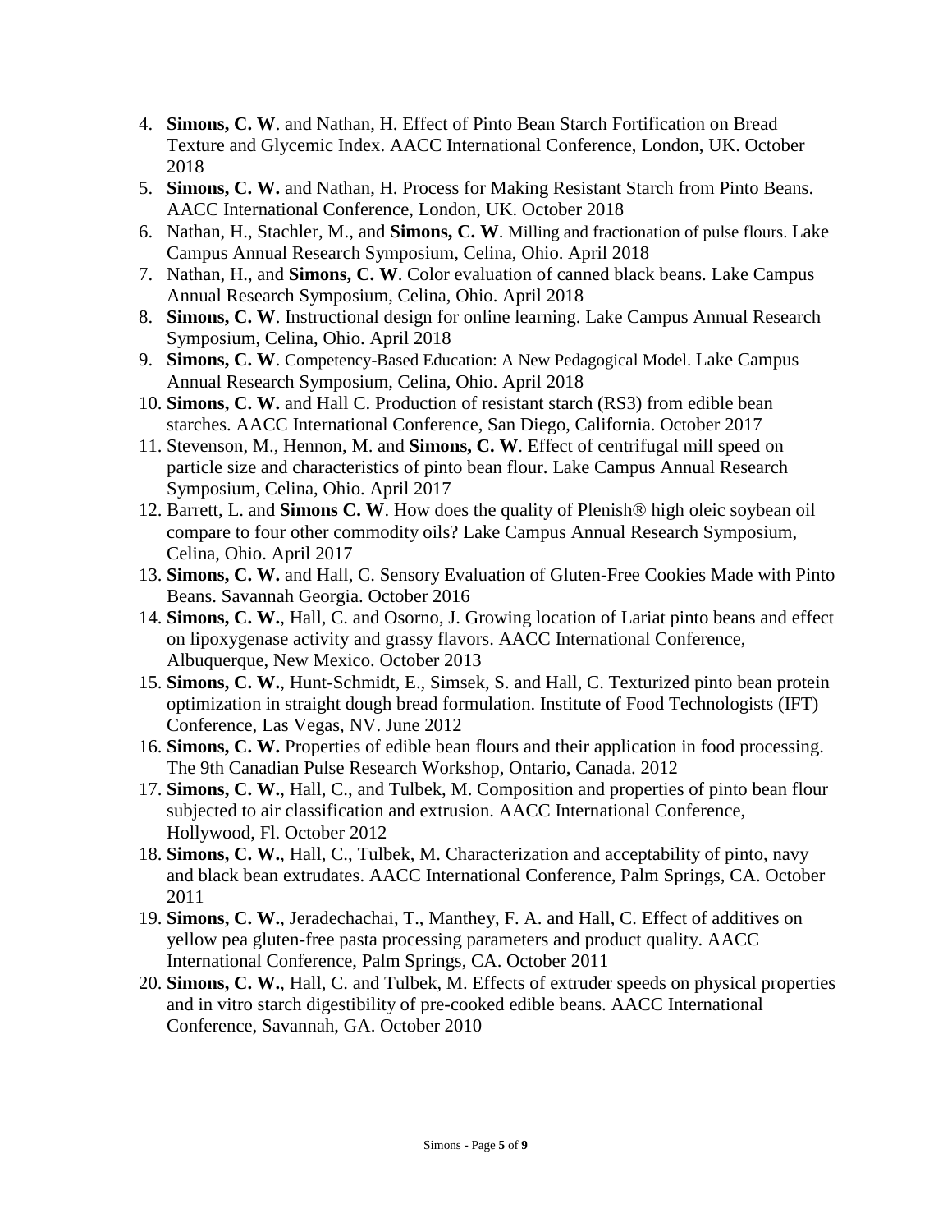4. **Simons, C. W**. and Nathan, H. Effect of Pinto Bean Starch Fortification on Bread Texture and Glycemic Index. AACC International Conference, London, UK. October 2018
5. **Simons, C. W.** and Nathan, H. Process for Making Resistant Starch from Pinto Beans. AACC International Conference, London, UK. October 2018
6. Nathan, H., Stachler, M., and **Simons, C. W**. Milling and fractionation of pulse flours. Lake Campus Annual Research Symposium, Celina, Ohio. April 2018
7. Nathan, H., and **Simons, C. W**. Color evaluation of canned black beans. Lake Campus Annual Research Symposium, Celina, Ohio. April 2018
8. **Simons, C. W**. Instructional design for online learning. Lake Campus Annual Research Symposium, Celina, Ohio. April 2018
9. **Simons, C. W**. Competency-Based Education: A New Pedagogical Model. Lake Campus Annual Research Symposium, Celina, Ohio. April 2018
10. **Simons, C. W.** and Hall C. Production of resistant starch (RS3) from edible bean starches. AACC International Conference, San Diego, California. October 2017
11. Stevenson, M., Hennon, M. and **Simons, C. W**. Effect of centrifugal mill speed on particle size and characteristics of pinto bean flour. Lake Campus Annual Research Symposium, Celina, Ohio. April 2017
12. Barrett, L. and **Simons C. W**. How does the quality of Plenish® high oleic soybean oil compare to four other commodity oils? Lake Campus Annual Research Symposium, Celina, Ohio. April 2017
13. **Simons, C. W.** and Hall, C. Sensory Evaluation of Gluten-Free Cookies Made with Pinto Beans. Savannah Georgia. October 2016
14. **Simons, C. W.**, Hall, C. and Osorno, J. Growing location of Lariat pinto beans and effect on lipoxygenase activity and grassy flavors. AACC International Conference, Albuquerque, New Mexico. October 2013
15. **Simons, C. W.**, Hunt-Schmidt, E., Simsek, S. and Hall, C. Texturized pinto bean protein optimization in straight dough bread formulation. Institute of Food Technologists (IFT) Conference, Las Vegas, NV. June 2012
16. **Simons, C. W.** Properties of edible bean flours and their application in food processing. The 9th Canadian Pulse Research Workshop, Ontario, Canada. 2012
17. **Simons, C. W.**, Hall, C., and Tulbek, M. Composition and properties of pinto bean flour subjected to air classification and extrusion. AACC International Conference, Hollywood, Fl. October 2012
18. **Simons, C. W.**, Hall, C., Tulbek, M. Characterization and acceptability of pinto, navy and black bean extrudates. AACC International Conference, Palm Springs, CA. October 2011
19. **Simons, C. W.**, Jeradechachai, T., Manthey, F. A. and Hall, C. Effect of additives on yellow pea gluten-free pasta processing parameters and product quality. AACC International Conference, Palm Springs, CA. October 2011
20. **Simons, C. W.**, Hall, C. and Tulbek, M. Effects of extruder speeds on physical properties and in vitro starch digestibility of pre-cooked edible beans. AACC International Conference, Savannah, GA. October 2010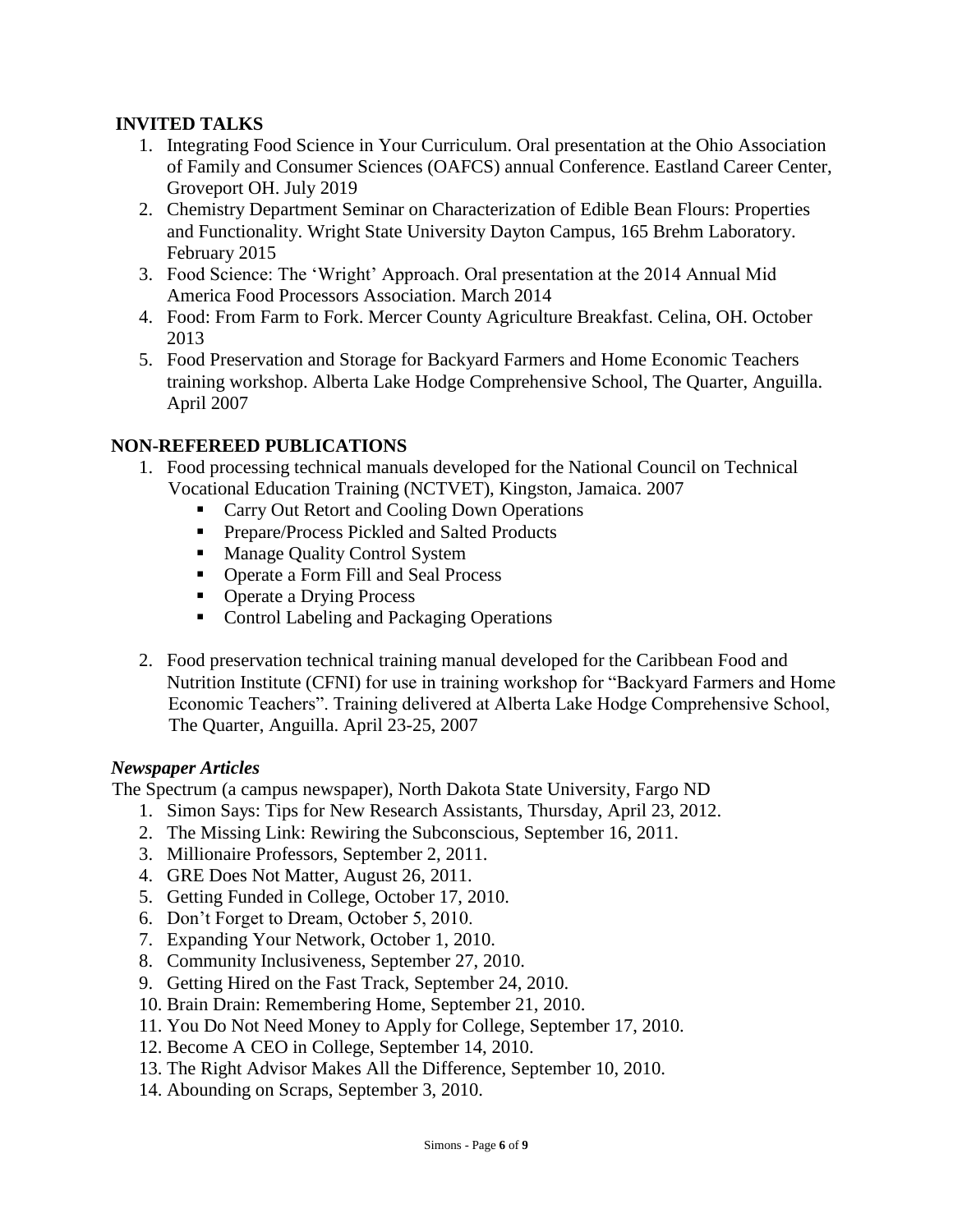## INVITED TALKS

1. Integrating Food Science in Your Curriculum. Oral presentation at the Ohio Association of Family and Consumer Sciences (OAFCS) annual Conference. Eastland Career Center, Groveport OH. July 2019
2. Chemistry Department Seminar on Characterization of Edible Bean Flours: Properties and Functionality. Wright State University Dayton Campus, 165 Brehm Laboratory. February 2015
3. Food Science: The 'Wright' Approach. Oral presentation at the 2014 Annual Mid America Food Processors Association. March 2014
4. Food: From Farm to Fork. Mercer County Agriculture Breakfast. Celina, OH. October 2013
5. Food Preservation and Storage for Backyard Farmers and Home Economic Teachers training workshop. Alberta Lake Hodge Comprehensive School, The Quarter, Anguilla. April 2007

## NON-REFEREED PUBLICATIONS

1. Food processing technical manuals developed for the National Council on Technical Vocational Education Training (NCTVET), Kingston, Jamaica. 2007
   - Carry Out Retort and Cooling Down Operations
   - Prepare/Process Pickled and Salted Products
   - Manage Quality Control System
   - Operate a Form Fill and Seal Process
   - Operate a Drying Process
   - Control Labeling and Packaging Operations
2. Food preservation technical training manual developed for the Caribbean Food and Nutrition Institute (CFNI) for use in training workshop for "Backyard Farmers and Home Economic Teachers". Training delivered at Alberta Lake Hodge Comprehensive School, The Quarter, Anguilla. April 23-25, 2007

### *Newspaper Articles*

The Spectrum (a campus newspaper), North Dakota State University, Fargo ND

1. Simon Says: Tips for New Research Assistants, Thursday, April 23, 2012.
2. The Missing Link: Rewiring the Subconscious, September 16, 2011.
3. Millionaire Professors, September 2, 2011.
4. GRE Does Not Matter, August 26, 2011.
5. Getting Funded in College, October 17, 2010.
6. Don't Forget to Dream, October 5, 2010.
7. Expanding Your Network, October 1, 2010.
8. Community Inclusiveness, September 27, 2010.
9. Getting Hired on the Fast Track, September 24, 2010.
10. Brain Drain: Remembering Home, September 21, 2010.
11. You Do Not Need Money to Apply for College, September 17, 2010.
12. Become A CEO in College, September 14, 2010.
13. The Right Advisor Makes All the Difference, September 10, 2010.
14. Abounding on Scraps, September 3, 2010.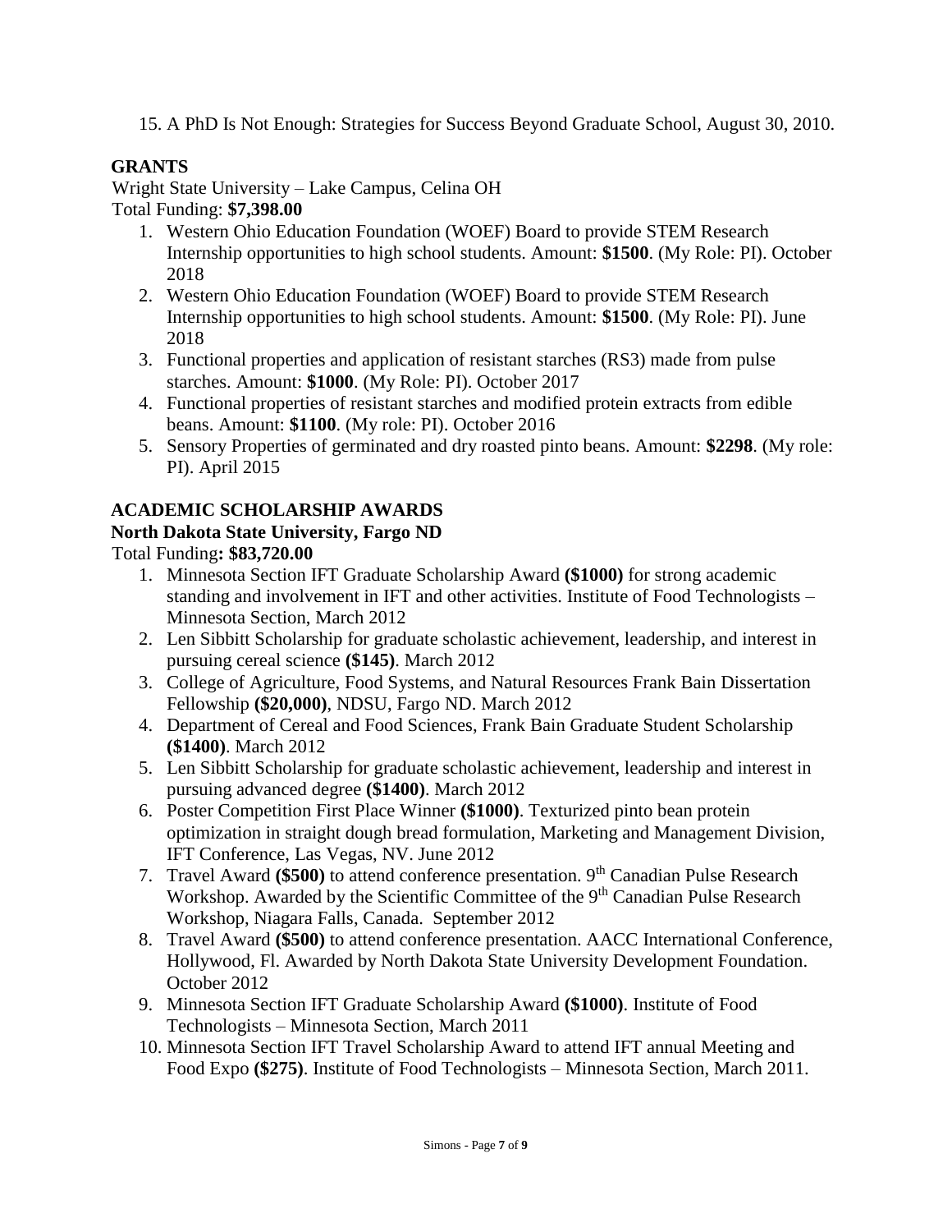15. A PhD Is Not Enough: Strategies for Success Beyond Graduate School, August 30, 2010.

## GRANTS

Wright State University – Lake Campus, Celina OH

Total Funding: **$7,398.00**

1. Western Ohio Education Foundation (WOEF) Board to provide STEM Research Internship opportunities to high school students. Amount: **$1500**. (My Role: PI). October 2018
2. Western Ohio Education Foundation (WOEF) Board to provide STEM Research Internship opportunities to high school students. Amount: **$1500**. (My Role: PI). June 2018
3. Functional properties and application of resistant starches (RS3) made from pulse starches. Amount: **$1000**. (My Role: PI). October 2017
4. Functional properties of resistant starches and modified protein extracts from edible beans. Amount: **$1100**. (My role: PI). October 2016
5. Sensory Properties of germinated and dry roasted pinto beans. Amount: **$2298**. (My role: PI). April 2015

## ACADEMIC SCHOLARSHIP AWARDS

### North Dakota State University, Fargo ND

Total Funding**: $83,720.00**

1. Minnesota Section IFT Graduate Scholarship Award **($1000)** for strong academic standing and involvement in IFT and other activities. Institute of Food Technologists – Minnesota Section, March 2012
2. Len Sibbitt Scholarship for graduate scholastic achievement, leadership, and interest in pursuing cereal science **($145)**. March 2012
3. College of Agriculture, Food Systems, and Natural Resources Frank Bain Dissertation Fellowship **($20,000)**, NDSU, Fargo ND. March 2012
4. Department of Cereal and Food Sciences, Frank Bain Graduate Student Scholarship **($1400)**. March 2012
5. Len Sibbitt Scholarship for graduate scholastic achievement, leadership and interest in pursuing advanced degree **($1400)**. March 2012
6. Poster Competition First Place Winner **($1000)**. Texturized pinto bean protein optimization in straight dough bread formulation, Marketing and Management Division, IFT Conference, Las Vegas, NV. June 2012
7. Travel Award **($500)** to attend conference presentation. 9th Canadian Pulse Research Workshop. Awarded by the Scientific Committee of the 9th Canadian Pulse Research Workshop, Niagara Falls, Canada. September 2012
8. Travel Award **($500)** to attend conference presentation. AACC International Conference, Hollywood, Fl. Awarded by North Dakota State University Development Foundation. October 2012
9. Minnesota Section IFT Graduate Scholarship Award **($1000)**. Institute of Food Technologists – Minnesota Section, March 2011
10. Minnesota Section IFT Travel Scholarship Award to attend IFT annual Meeting and Food Expo **($275)**. Institute of Food Technologists – Minnesota Section, March 2011.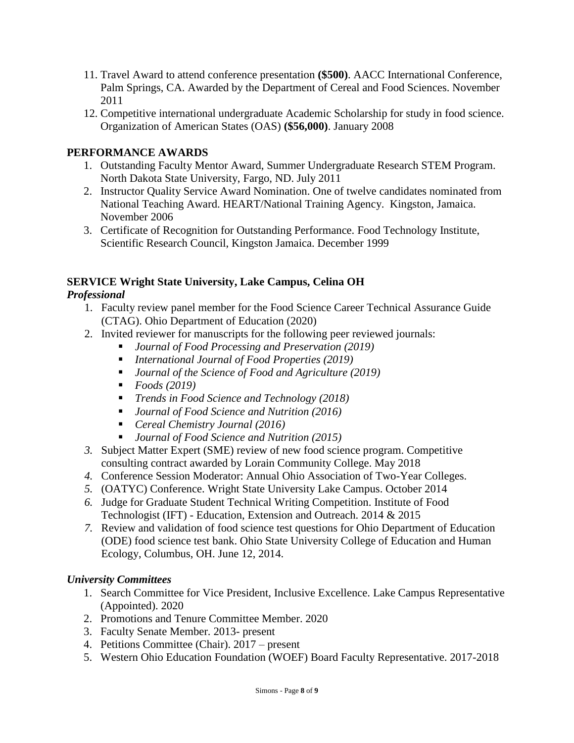11. Travel Award to attend conference presentation **($500)**. AACC International Conference, Palm Springs, CA. Awarded by the Department of Cereal and Food Sciences. November 2011
12. Competitive international undergraduate Academic Scholarship for study in food science. Organization of American States (OAS) **($56,000)**. January 2008

## PERFORMANCE AWARDS

1. Outstanding Faculty Mentor Award, Summer Undergraduate Research STEM Program. North Dakota State University, Fargo, ND. July 2011
2. Instructor Quality Service Award Nomination. One of twelve candidates nominated from National Teaching Award. HEART/National Training Agency. Kingston, Jamaica. November 2006
3. Certificate of Recognition for Outstanding Performance. Food Technology Institute, Scientific Research Council, Kingston Jamaica. December 1999

## SERVICE Wright State University, Lake Campus, Celina OH

### *Professional*

1. Faculty review panel member for the Food Science Career Technical Assurance Guide (CTAG). Ohio Department of Education (2020)
2. Invited reviewer for manuscripts for the following peer reviewed journals:
   - *Journal of Food Processing and Preservation (2019)*
   - *International Journal of Food Properties (2019)*
   - *Journal of the Science of Food and Agriculture (2019)*
   - *Foods (2019)*
   - *Trends in Food Science and Technology (2018)*
   - *Journal of Food Science and Nutrition (2016)*
   - *Cereal Chemistry Journal (2016)*
   - *Journal of Food Science and Nutrition (2015)*
3. Subject Matter Expert (SME) review of new food science program. Competitive consulting contract awarded by Lorain Community College. May 2018
4. Conference Session Moderator: Annual Ohio Association of Two-Year Colleges.
5. (OATYC) Conference. Wright State University Lake Campus. October 2014
6. Judge for Graduate Student Technical Writing Competition. Institute of Food Technologist (IFT) - Education, Extension and Outreach. 2014 & 2015
7. Review and validation of food science test questions for Ohio Department of Education (ODE) food science test bank. Ohio State University College of Education and Human Ecology, Columbus, OH. June 12, 2014.

### *University Committees*

1. Search Committee for Vice President, Inclusive Excellence. Lake Campus Representative (Appointed). 2020
2. Promotions and Tenure Committee Member. 2020
3. Faculty Senate Member. 2013- present
4. Petitions Committee (Chair). 2017 – present
5. Western Ohio Education Foundation (WOEF) Board Faculty Representative. 2017-2018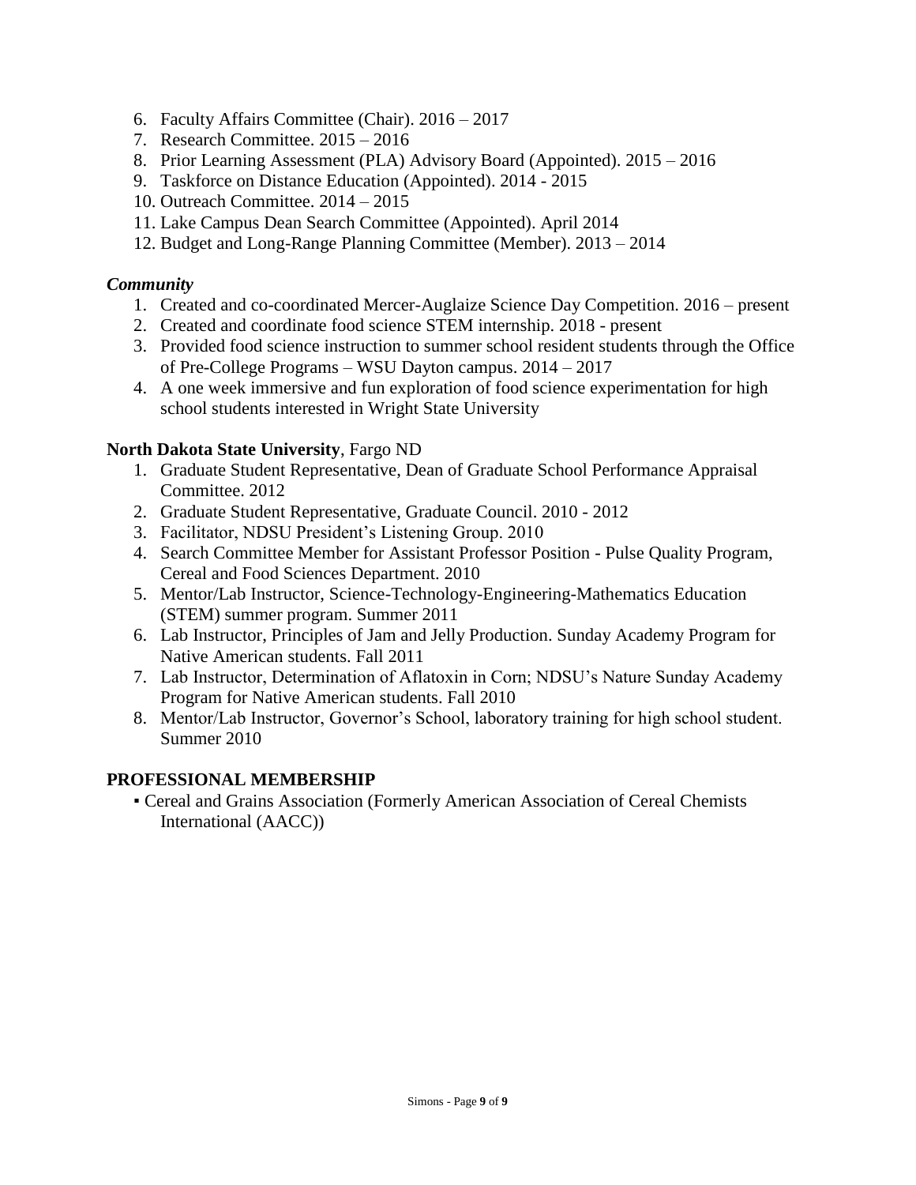6. Faculty Affairs Committee (Chair). 2016 – 2017
7. Research Committee. 2015 – 2016
8. Prior Learning Assessment (PLA) Advisory Board (Appointed). 2015 – 2016
9. Taskforce on Distance Education (Appointed). 2014 - 2015
10. Outreach Committee. 2014 – 2015
11. Lake Campus Dean Search Committee (Appointed). April 2014
12. Budget and Long-Range Planning Committee (Member). 2013 – 2014

***Community***

1. Created and co-coordinated Mercer-Auglaize Science Day Competition. 2016 – present
2. Created and coordinate food science STEM internship. 2018 - present
3. Provided food science instruction to summer school resident students through the Office of Pre-College Programs – WSU Dayton campus. 2014 – 2017
4. A one week immersive and fun exploration of food science experimentation for high school students interested in Wright State University

**North Dakota State University**, Fargo ND

1. Graduate Student Representative, Dean of Graduate School Performance Appraisal Committee. 2012
2. Graduate Student Representative, Graduate Council. 2010 - 2012
3. Facilitator, NDSU President's Listening Group. 2010
4. Search Committee Member for Assistant Professor Position - Pulse Quality Program, Cereal and Food Sciences Department. 2010
5. Mentor/Lab Instructor, Science-Technology-Engineering-Mathematics Education (STEM) summer program. Summer 2011
6. Lab Instructor, Principles of Jam and Jelly Production. Sunday Academy Program for Native American students. Fall 2011
7. Lab Instructor, Determination of Aflatoxin in Corn; NDSU's Nature Sunday Academy Program for Native American students. Fall 2010
8. Mentor/Lab Instructor, Governor's School, laboratory training for high school student. Summer 2010

## PROFESSIONAL MEMBERSHIP

- Cereal and Grains Association (Formerly American Association of Cereal Chemists International (AACC))